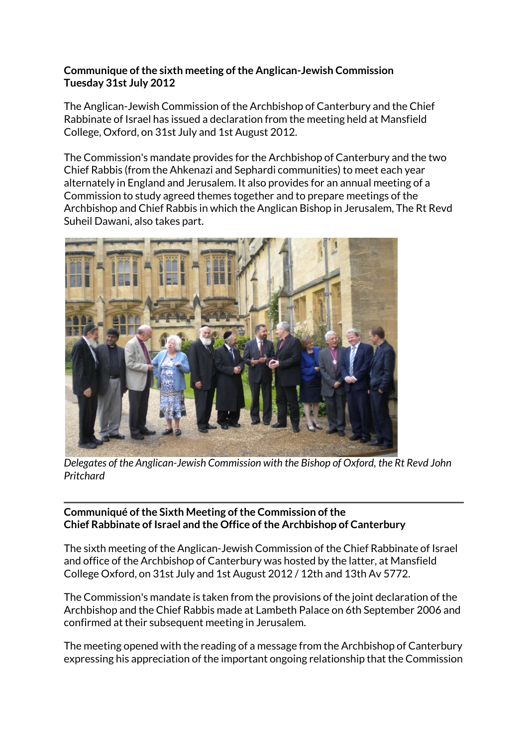**Communique of the sixth meeting of the Anglican-Jewish Commission**
**Tuesday 31st July 2012**

The Anglican-Jewish Commission of the Archbishop of Canterbury and the Chief Rabbinate of Israel has issued a declaration from the meeting held at Mansfield College, Oxford, on 31st July and 1st August 2012.

The Commission's mandate provides for the Archbishop of Canterbury and the two Chief Rabbis (from the Ahkenazi and Sephardi communities) to meet each year alternately in England and Jerusalem. It also provides for an annual meeting of a Commission to study agreed themes together and to prepare meetings of the Archbishop and Chief Rabbis in which the Anglican Bishop in Jerusalem, The Rt Revd Suheil Dawani, also takes part.

*Delegates of the Anglican-Jewish Commission with the Bishop of Oxford, the Rt Revd John Pritchard*

---

**Communiqué of the Sixth Meeting of the Commission of the Chief Rabbinate of Israel and the Office of the Archbishop of Canterbury**

The sixth meeting of the Anglican-Jewish Commission of the Chief Rabbinate of Israel and office of the Archbishop of Canterbury was hosted by the latter, at Mansfield College Oxford, on 31st July and 1st August 2012 / 12th and 13th Av 5772.

The Commission's mandate is taken from the provisions of the joint declaration of the Archbishop and the Chief Rabbis made at Lambeth Palace on 6th September 2006 and confirmed at their subsequent meeting in Jerusalem.

The meeting opened with the reading of a message from the Archbishop of Canterbury expressing his appreciation of the important ongoing relationship that the Commission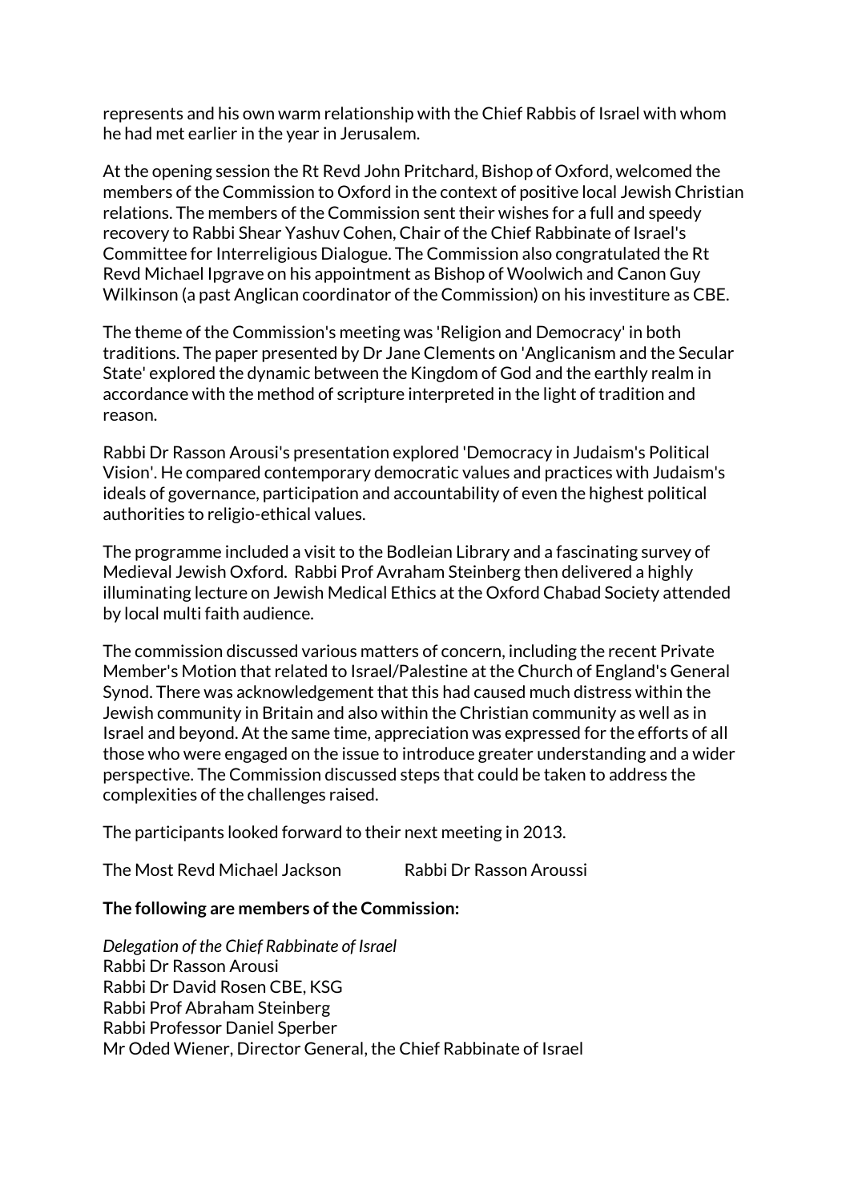represents and his own warm relationship with the Chief Rabbis of Israel with whom he had met earlier in the year in Jerusalem.

At the opening session the Rt Revd John Pritchard, Bishop of Oxford, welcomed the members of the Commission to Oxford in the context of positive local Jewish Christian relations. The members of the Commission sent their wishes for a full and speedy recovery to Rabbi Shear Yashuv Cohen, Chair of the Chief Rabbinate of Israel's Committee for Interreligious Dialogue. The Commission also congratulated the Rt Revd Michael Ipgrave on his appointment as Bishop of Woolwich and Canon Guy Wilkinson (a past Anglican coordinator of the Commission) on his investiture as CBE.

The theme of the Commission's meeting was 'Religion and Democracy' in both traditions. The paper presented by Dr Jane Clements on 'Anglicanism and the Secular State' explored the dynamic between the Kingdom of God and the earthly realm in accordance with the method of scripture interpreted in the light of tradition and reason.

Rabbi Dr Rasson Arousi's presentation explored 'Democracy in Judaism's Political Vision'. He compared contemporary democratic values and practices with Judaism's ideals of governance, participation and accountability of even the highest political authorities to religio-ethical values.

The programme included a visit to the Bodleian Library and a fascinating survey of Medieval Jewish Oxford. Rabbi Prof Avraham Steinberg then delivered a highly illuminating lecture on Jewish Medical Ethics at the Oxford Chabad Society attended by local multi faith audience.

The commission discussed various matters of concern, including the recent Private Member's Motion that related to Israel/Palestine at the Church of England's General Synod. There was acknowledgement that this had caused much distress within the Jewish community in Britain and also within the Christian community as well as in Israel and beyond. At the same time, appreciation was expressed for the efforts of all those who were engaged on the issue to introduce greater understanding and a wider perspective. The Commission discussed steps that could be taken to address the complexities of the challenges raised.

The participants looked forward to their next meeting in 2013.

The Most Revd Michael Jackson Rabbi Dr Rasson Aroussi

**The following are members of the Commission:**

*Delegation of the Chief Rabbinate of Israel*
Rabbi Dr Rasson Arousi
Rabbi Dr David Rosen CBE, KSG
Rabbi Prof Abraham Steinberg
Rabbi Professor Daniel Sperber
Mr Oded Wiener, Director General, the Chief Rabbinate of Israel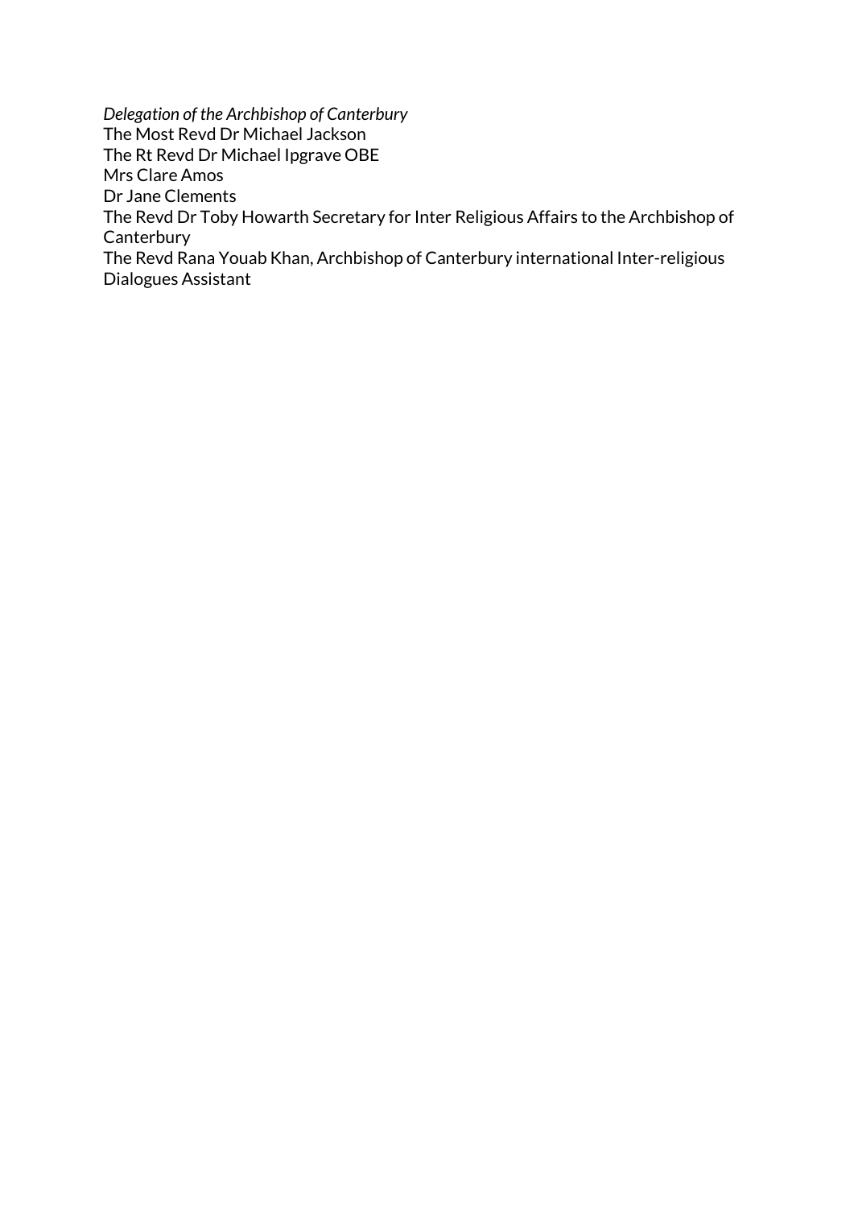*Delegation of the Archbishop of Canterbury*
The Most Revd Dr Michael Jackson
The Rt Revd Dr Michael Ipgrave OBE
Mrs Clare Amos
Dr Jane Clements
The Revd Dr Toby Howarth Secretary for Inter Religious Affairs to the Archbishop of Canterbury
The Revd Rana Youab Khan, Archbishop of Canterbury international Inter-religious Dialogues Assistant